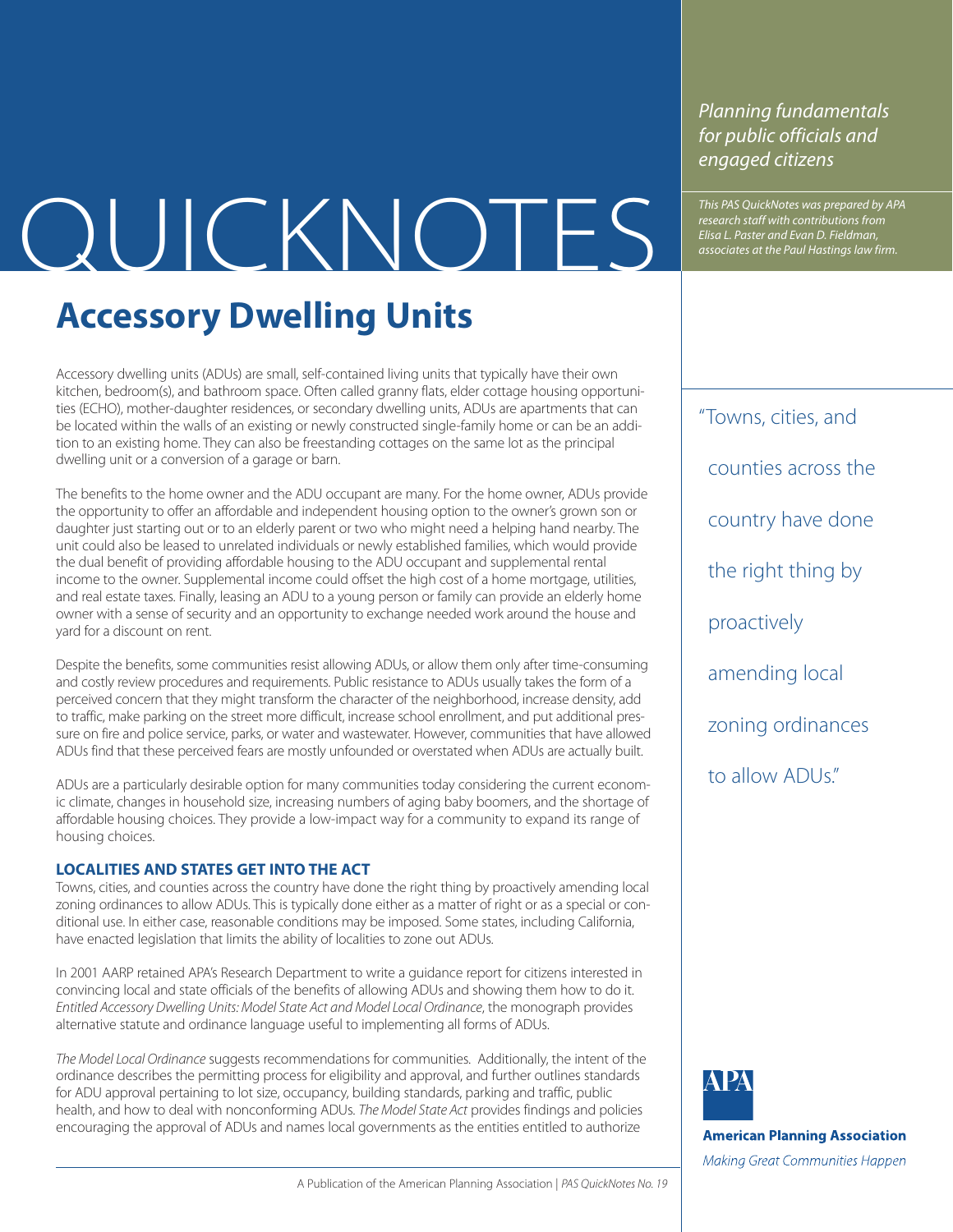# QUICKNOTES

*Planning fundamentals for public officials and engaged citizens*

*This PAS QuickNotes was prepared by APA research staff with contributions from Elisa L. Paster and Evan D. Fieldman, associates at the Paul Hastings law firm.*

## Accessory Dwelling Units

Accessory dwelling units (ADUs) are small, self-contained living units that typically have their own kitchen, bedroom(s), and bathroom space. Often called granny flats, elder cottage housing opportunities (ECHO), mother-daughter residences, or secondary dwelling units, ADUs are apartments that can be located within the walls of an existing or newly constructed single-family home or can be an addition to an existing home. They can also be freestanding cottages on the same lot as the principal dwelling unit or a conversion of a garage or barn.

The benefits to the home owner and the ADU occupant are many. For the home owner, ADUs provide the opportunity to offer an affordable and independent housing option to the owner's grown son or daughter just starting out or to an elderly parent or two who might need a helping hand nearby. The unit could also be leased to unrelated individuals or newly established families, which would provide the dual benefit of providing affordable housing to the ADU occupant and supplemental rental income to the owner. Supplemental income could offset the high cost of a home mortgage, utilities, and real estate taxes. Finally, leasing an ADU to a young person or family can provide an elderly home owner with a sense of security and an opportunity to exchange needed work around the house and yard for a discount on rent.

Despite the benefits, some communities resist allowing ADUs, or allow them only after time-consuming and costly review procedures and requirements. Public resistance to ADUs usually takes the form of a perceived concern that they might transform the character of the neighborhood, increase density, add to traffic, make parking on the street more difficult, increase school enrollment, and put additional pressure on fire and police service, parks, or water and wastewater. However, communities that have allowed ADUs find that these perceived fears are mostly unfounded or overstated when ADUs are actually built.

ADUs are a particularly desirable option for many communities today considering the current economic climate, changes in household size, increasing numbers of aging baby boomers, and the shortage of affordable housing choices. They provide a low-impact way for a community to expand its range of housing choices.

> "Towns, cities, and counties across the country have done the right thing by proactively amending local zoning ordinances to allow ADUs."

### LOCALITIES AND STATES GET INTO THE ACT

Towns, cities, and counties across the country have done the right thing by proactively amending local zoning ordinances to allow ADUs. This is typically done either as a matter of right or as a special or conditional use. In either case, reasonable conditions may be imposed. Some states, including California, have enacted legislation that limits the ability of localities to zone out ADUs.

In 2001 AARP retained APA's Research Department to write a guidance report for citizens interested in convincing local and state officials of the benefits of allowing ADUs and showing them how to do it. *Entitled Accessory Dwelling Units: Model State Act and Model Local Ordinance*, the monograph provides alternative statute and ordinance language useful to implementing all forms of ADUs.

*The Model Local Ordinance* suggests recommendations for communities. Additionally, the intent of the ordinance describes the permitting process for eligibility and approval, and further outlines standards for ADU approval pertaining to lot size, occupancy, building standards, parking and traffic, public health, and how to deal with nonconforming ADUs. *The Model State Act* provides findings and policies encouraging the approval of ADUs and names local governments as the entities entitled to authorize

**American Planning Association**
*Making Great Communities Happen*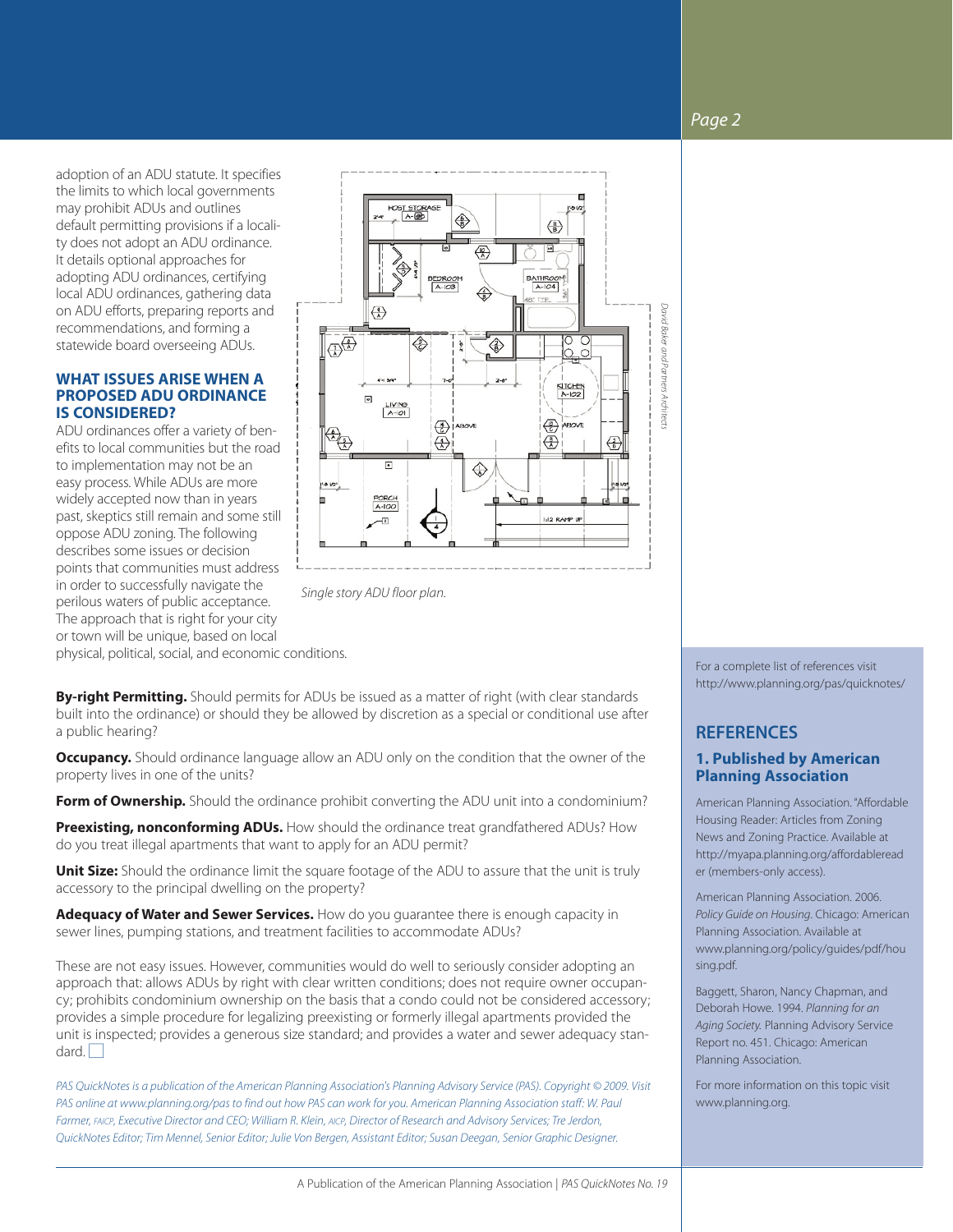adoption of an ADU statute. It specifies the limits to which local governments may prohibit ADUs and outlines default permitting provisions if a locality does not adopt an ADU ordinance. It details optional approaches for adopting ADU ordinances, certifying local ADU ordinances, gathering data on ADU efforts, preparing reports and recommendations, and forming a statewide board overseeing ADUs.

### WHAT ISSUES ARISE WHEN A PROPOSED ADU ORDINANCE IS CONSIDERED?

ADU ordinances offer a variety of benefits to local communities but the road to implementation may not be an easy process. While ADUs are more widely accepted now than in years past, skeptics still remain and some still oppose ADU zoning. The following describes some issues or decision points that communities must address in order to successfully navigate the perilous waters of public acceptance. The approach that is right for your city or town will be unique, based on local physical, political, social, and economic conditions.

*Single story ADU floor plan.*

*David Baker and Partners Architects*

**By-right Permitting.** Should permits for ADUs be issued as a matter of right (with clear standards built into the ordinance) or should they be allowed by discretion as a special or conditional use after a public hearing?

**Occupancy.** Should ordinance language allow an ADU only on the condition that the owner of the property lives in one of the units?

**Form of Ownership.** Should the ordinance prohibit converting the ADU unit into a condominium?

**Preexisting, nonconforming ADUs.** How should the ordinance treat grandfathered ADUs? How do you treat illegal apartments that want to apply for an ADU permit?

**Unit Size:** Should the ordinance limit the square footage of the ADU to assure that the unit is truly accessory to the principal dwelling on the property?

**Adequacy of Water and Sewer Services.** How do you guarantee there is enough capacity in sewer lines, pumping stations, and treatment facilities to accommodate ADUs?

These are not easy issues. However, communities would do well to seriously consider adopting an approach that: allows ADUs by right with clear written conditions; does not require owner occupancy; prohibits condominium ownership on the basis that a condo could not be considered accessory; provides a simple procedure for legalizing preexisting or formerly illegal apartments provided the unit is inspected; provides a generous size standard; and provides a water and sewer adequacy standard.

*PAS QuickNotes is a publication of the American Planning Association's Planning Advisory Service (PAS). Copyright © 2009. Visit PAS online at www.planning.org/pas to find out how PAS can work for you. American Planning Association staff: W. Paul Farmer, FAICP, Executive Director and CEO; William R. Klein, AICP, Director of Research and Advisory Services; Tre Jerdon, QuickNotes Editor; Tim Mennel, Senior Editor; Julie Von Bergen, Assistant Editor; Susan Deegan, Senior Graphic Designer.*

For a complete list of references visit http://www.planning.org/pas/quicknotes/

## REFERENCES

### 1. Published by American Planning Association

American Planning Association. "Affordable Housing Reader: Articles from Zoning News and Zoning Practice. Available at http://myapa.planning.org/affordableread er (members-only access).

American Planning Association. 2006. *Policy Guide on Housing*. Chicago: American Planning Association. Available at www.planning.org/policy/guides/pdf/hou sing.pdf.

Baggett, Sharon, Nancy Chapman, and Deborah Howe. 1994. *Planning for an Aging Society.* Planning Advisory Service Report no. 451. Chicago: American Planning Association.

For more information on this topic visit www.planning.org.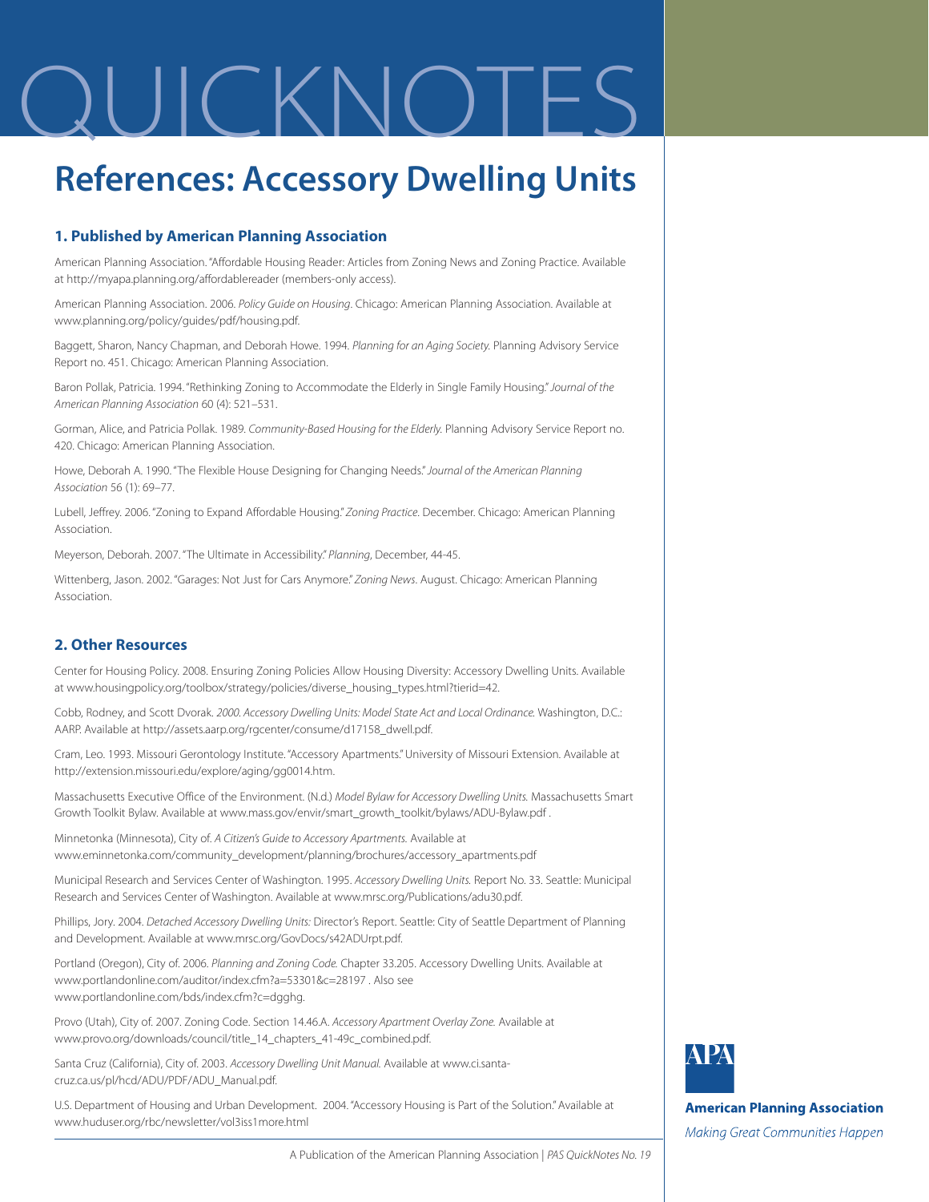# QUICKNOTES

# References: Accessory Dwelling Units

### 1. Published by American Planning Association

American Planning Association. "Affordable Housing Reader: Articles from Zoning News and Zoning Practice. Available at http://myapa.planning.org/affordablereader (members-only access).

American Planning Association. 2006. *Policy Guide on Housing*. Chicago: American Planning Association. Available at www.planning.org/policy/guides/pdf/housing.pdf.

Baggett, Sharon, Nancy Chapman, and Deborah Howe. 1994. *Planning for an Aging Society.* Planning Advisory Service Report no. 451. Chicago: American Planning Association.

Baron Pollak, Patricia. 1994. "Rethinking Zoning to Accommodate the Elderly in Single Family Housing." *Journal of the American Planning Association* 60 (4): 521–531.

Gorman, Alice, and Patricia Pollak. 1989. *Community-Based Housing for the Elderly.* Planning Advisory Service Report no. 420. Chicago: American Planning Association.

Howe, Deborah A. 1990. "The Flexible House Designing for Changing Needs." *Journal of the American Planning Association* 56 (1): 69–77.

Lubell, Jeffrey. 2006. "Zoning to Expand Affordable Housing." *Zoning Practice.* December. Chicago: American Planning Association.

Meyerson, Deborah. 2007. "The Ultimate in Accessibility." *Planning*, December, 44-45.

Wittenberg, Jason. 2002. "Garages: Not Just for Cars Anymore." *Zoning News.* August. Chicago: American Planning Association.

### 2. Other Resources

Center for Housing Policy. 2008. Ensuring Zoning Policies Allow Housing Diversity: Accessory Dwelling Units. Available at www.housingpolicy.org/toolbox/strategy/policies/diverse_housing_types.html?tierid=42.

Cobb, Rodney, and Scott Dvorak. *2000. Accessory Dwelling Units: Model State Act and Local Ordinance.* Washington, D.C.: AARP. Available at http://assets.aarp.org/rgcenter/consume/d17158_dwell.pdf.

Cram, Leo. 1993. Missouri Gerontology Institute. "Accessory Apartments." University of Missouri Extension. Available at http://extension.missouri.edu/explore/aging/gg0014.htm.

Massachusetts Executive Office of the Environment. (N.d.) *Model Bylaw for Accessory Dwelling Units.* Massachusetts Smart Growth Toolkit Bylaw. Available at www.mass.gov/envir/smart_growth_toolkit/bylaws/ADU-Bylaw.pdf .

Minnetonka (Minnesota), City of. *A Citizen's Guide to Accessory Apartments.* Available at www.eminnetonka.com/community_development/planning/brochures/accessory_apartments.pdf

Municipal Research and Services Center of Washington. 1995. *Accessory Dwelling Units.* Report No. 33. Seattle: Municipal Research and Services Center of Washington. Available at www.mrsc.org/Publications/adu30.pdf.

Phillips, Jory. 2004. *Detached Accessory Dwelling Units:* Director's Report. Seattle: City of Seattle Department of Planning and Development. Available at www.mrsc.org/GovDocs/s42ADUrpt.pdf.

Portland (Oregon), City of. 2006. *Planning and Zoning Code.* Chapter 33.205. Accessory Dwelling Units. Available at www.portlandonline.com/auditor/index.cfm?a=53301&c=28197 . Also see www.portlandonline.com/bds/index.cfm?c=dgghg.

Provo (Utah), City of. 2007. Zoning Code. Section 14.46.A. *Accessory Apartment Overlay Zone.* Available at www.provo.org/downloads/council/title_14_chapters_41-49c_combined.pdf.

Santa Cruz (California), City of. 2003. *Accessory Dwelling Unit Manual.* Available at www.ci.santa-cruz.ca.us/pl/hcd/ADU/PDF/ADU_Manual.pdf.

U.S. Department of Housing and Urban Development. 2004. "Accessory Housing is Part of the Solution." Available at www.huduser.org/rbc/newsletter/vol3iss1more.html

APA
American Planning Association
*Making Great Communities Happen*

A Publication of the American Planning Association | *PAS QuickNotes No. 19*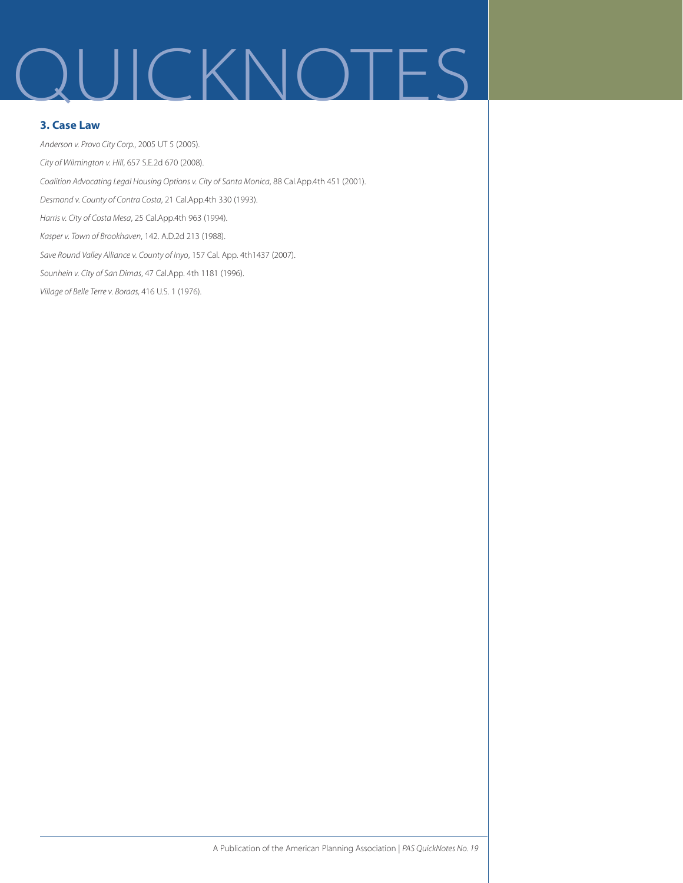### 3. Case Law

*Anderson v. Provo City Corp.*, 2005 UT 5 (2005).

*City of Wilmington v. Hill*, 657 S.E.2d 670 (2008).

*Coalition Advocating Legal Housing Options v. City of Santa Monica*, 88 Cal.App.4th 451 (2001).

*Desmond v. County of Contra Costa*, 21 Cal.App.4th 330 (1993).

*Harris v. City of Costa Mesa*, 25 Cal.App.4th 963 (1994).

*Kasper v. Town of Brookhaven*, 142. A.D.2d 213 (1988).

*Save Round Valley Alliance v. County of Inyo*, 157 Cal. App. 4th1437 (2007).

*Sounhein v. City of San Dimas*, 47 Cal.App. 4th 1181 (1996).

*Village of Belle Terre v. Boraas,* 416 U.S. 1 (1976).